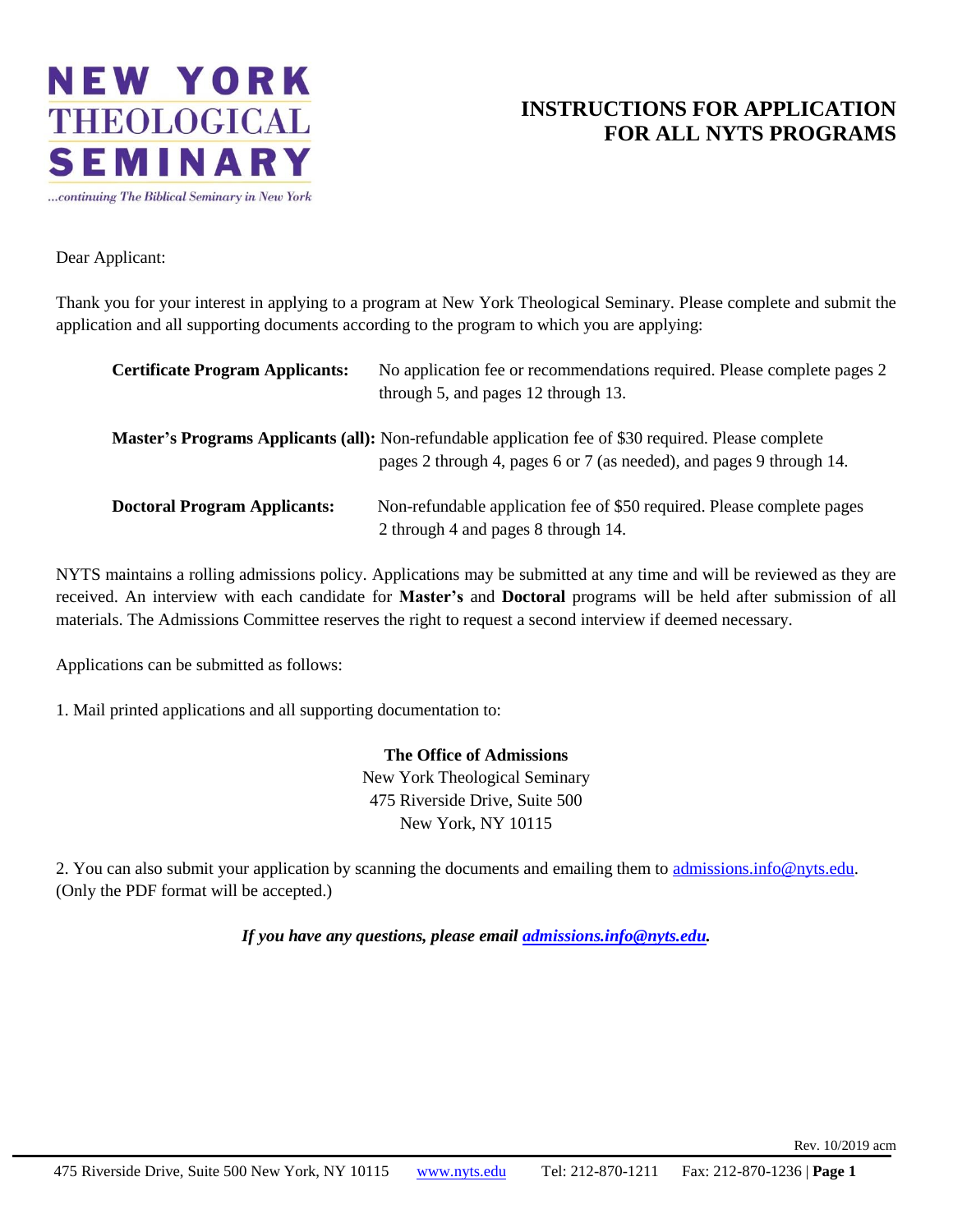**NEW YORK THEOLOGICAL SEMINARY**

*...continuing The Biblical Seminary in New York*

# INSTRUCTIONS FOR APPLICATION FOR ALL NYTS PROGRAMS

Dear Applicant:

Thank you for your interest in applying to a program at New York Theological Seminary. Please complete and submit the application and all supporting documents according to the program to which you are applying:

**Certificate Program Applicants:** No application fee or recommendations required. Please complete pages 2 through 5, and pages 12 through 13.

**Master's Programs Applicants (all):** Non-refundable application fee of $30 required. Please complete pages 2 through 4, pages 6 or 7 (as needed), and pages 9 through 14.

**Doctoral Program Applicants:** Non-refundable application fee of $50 required. Please complete pages 2 through 4 and pages 8 through 14.

NYTS maintains a rolling admissions policy. Applications may be submitted at any time and will be reviewed as they are received. An interview with each candidate for **Master's** and **Doctoral** programs will be held after submission of all materials. The Admissions Committee reserves the right to request a second interview if deemed necessary.

Applications can be submitted as follows:

1. Mail printed applications and all supporting documentation to:

**The Office of Admissions**
New York Theological Seminary
475 Riverside Drive, Suite 500
New York, NY 10115

2. You can also submit your application by scanning the documents and emailing them to admissions.info@nyts.edu. (Only the PDF format will be accepted.)

***If you have any questions, please email admissions.info@nyts.edu.***

Rev. 10/2019 acm

475 Riverside Drive, Suite 500 New York, NY 10115 www.nyts.edu Tel: 212-870-1211 Fax: 212-870-1236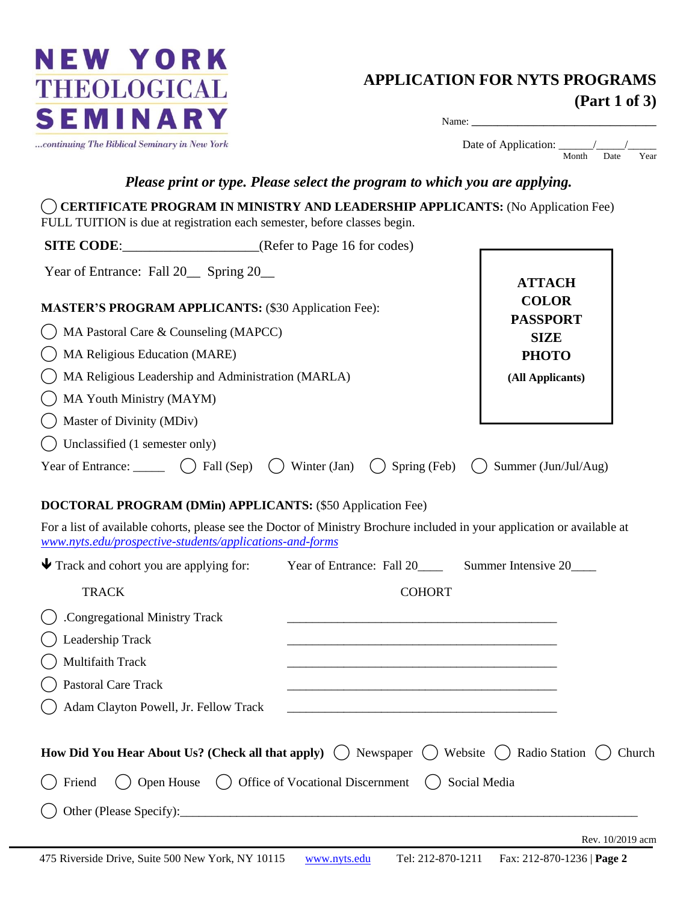# NEW YORK THEOLOGICAL SEMINARY

...continuing The Biblical Seminary in New York

## APPLICATION FOR NYTS PROGRAMS (Part 1 of 3)

Name: ________________________________

Date of Application: ______/_____/_____
Month Date Year

***Please print or type. Please select the program to which you are applying.***

◯ **CERTIFICATE PROGRAM IN MINISTRY AND LEADERSHIP APPLICANTS:** (No Application Fee)
FULL TUITION is due at registration each semester, before classes begin.

**SITE CODE**:___________________(Refer to Page 16 for codes)

Year of Entrance: Fall 20__ Spring 20__

**ATTACH COLOR PASSPORT SIZE PHOTO (All Applicants)**

**MASTER'S PROGRAM APPLICANTS:** ($30 Application Fee):

◯ MA Pastoral Care & Counseling (MAPCC)
◯ MA Religious Education (MARE)
◯ MA Religious Leadership and Administration (MARLA)
◯ MA Youth Ministry (MAYM)
◯ Master of Divinity (MDiv)
◯ Unclassified (1 semester only)

Year of Entrance: _____ ◯ Fall (Sep) ◯ Winter (Jan) ◯ Spring (Feb) ◯ Summer (Jun/Jul/Aug)

**DOCTORAL PROGRAM (DMin) APPLICANTS:** ($50 Application Fee)

For a list of available cohorts, please see the Doctor of Ministry Brochure included in your application or available at *www.nyts.edu/prospective-students/applications-and-forms*

🡇 Track and cohort you are applying for: Year of Entrance: Fall 20____ Summer Intensive 20____

| TRACK | COHORT |
| --- | --- |
| ◯ .Congregational Ministry Track | ___________________________ |
| ◯ Leadership Track | ___________________________ |
| ◯ Multifaith Track | ___________________________ |
| ◯ Pastoral Care Track | ___________________________ |
| ◯ Adam Clayton Powell, Jr. Fellow Track | ___________________________ |

**How Did You Hear About Us? (Check all that apply)** ◯ Newspaper ◯ Website ◯ Radio Station ◯ Church
◯ Friend ◯ Open House ◯ Office of Vocational Discernment ◯ Social Media
◯ Other (Please Specify):_____________________________________________

Rev. 10/2019 acm

475 Riverside Drive, Suite 500 New York, NY 10115 www.nyts.edu Tel: 212-870-1211 Fax: 212-870-1236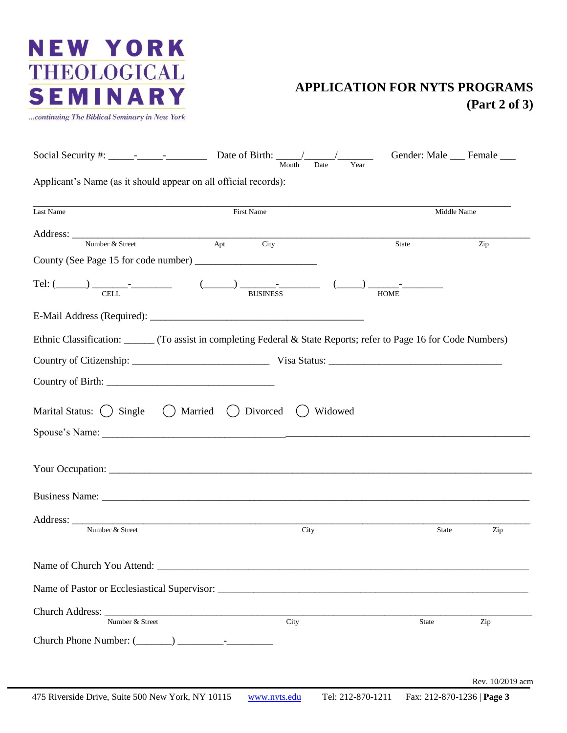NEW YORK THEOLOGICAL SEMINARY

*...continuing The Biblical Seminary in New York*

# APPLICATION FOR NYTS PROGRAMS (Part 2 of 3)

Social Security #: _____-_____-________ Date of Birth: _____/_____/_______ (Month / Date / Year) Gender: Male ___ Female ___

Applicant's Name (as it should appear on all official records):

___________________________________________________________________________

Last Name First Name Middle Name

Address: ___________________________________________________________________

Number & Street Apt City State Zip

County (See Page 15 for code number) _______________________

Tel: (______) _______-________ (______) _______-________ (_____) ______-________

CELL BUSINESS HOME

E-Mail Address (Required): __________________________________________

Ethnic Classification: ______ (To assist in completing Federal & State Reports; refer to Page 16 for Code Numbers)

Country of Citizenship: __________________________ Visa Status: _________________________________

Country of Birth: ________________________________

Marital Status: ◯ Single ◯ Married ◯ Divorced ◯ Widowed

Spouse's Name: ____________________________________________________________________________

Your Occupation: ___________________________________________________________________________

Business Name: ____________________________________________________________________________

Address: __________________________________________________________________________________

Number & Street City State Zip

Name of Church You Attend: _________________________________________________________________

Name of Pastor or Ecclesiastical Supervisor: ____________________________________________________

Church Address: ____________________________________________________________________________

Number & Street City State Zip

Church Phone Number: (_______) _________-_________

Rev. 10/2019 acm

475 Riverside Drive, Suite 500 New York, NY 10115 www.nyts.edu Tel: 212-870-1211 Fax: 212-870-1236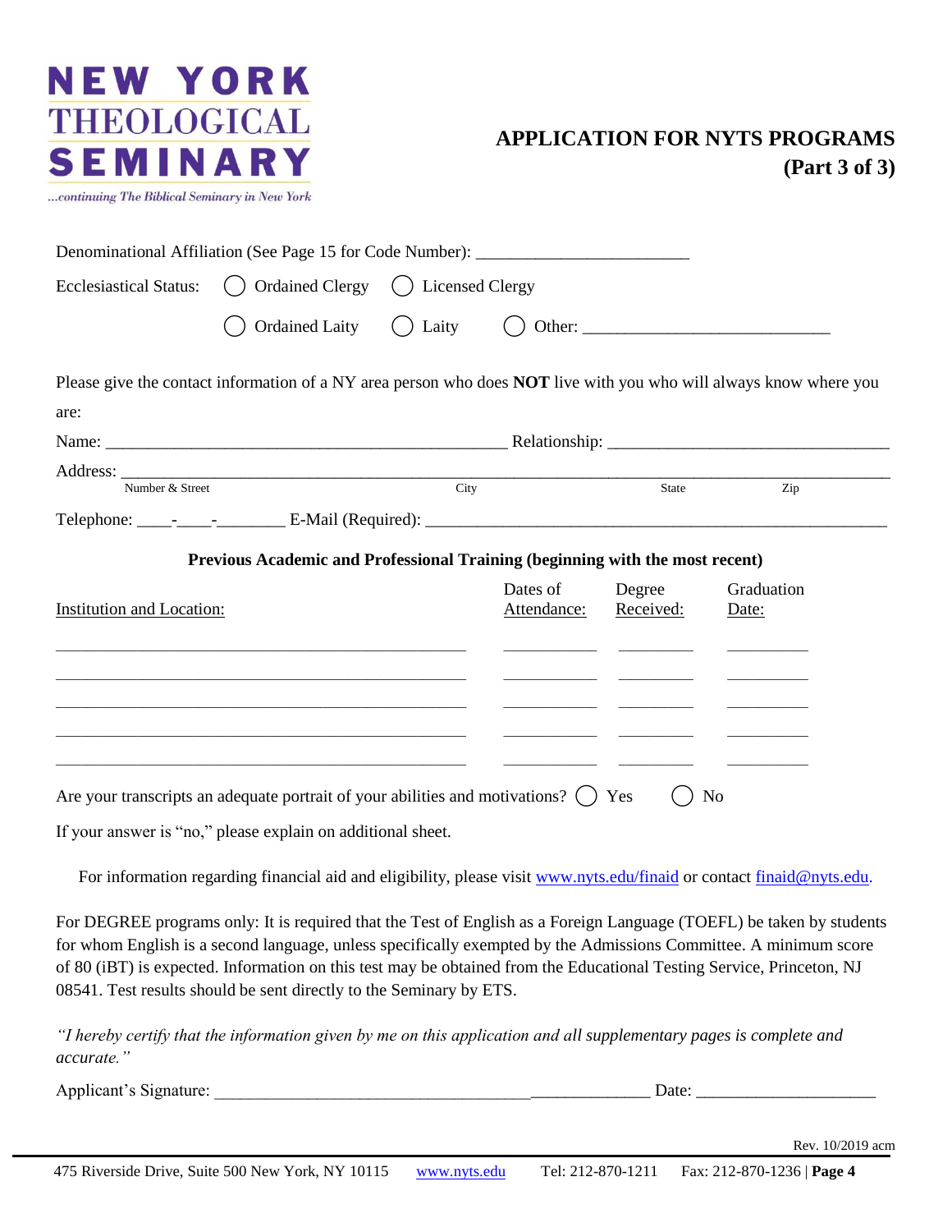NEW YORK THEOLOGICAL SEMINARY

...continuing The Biblical Seminary in New York

# APPLICATION FOR NYTS PROGRAMS (Part 3 of 3)

Denominational Affiliation (See Page 15 for Code Number): ________________________

Ecclesiastical Status: ◯ Ordained Clergy ◯ Licensed Clergy

◯ Ordained Laity ◯ Laity ◯ Other: ____________________________

Please give the contact information of a NY area person who does **NOT** live with you who will always know where you are:

Name: _______________________________________________ Relationship: _______________________________

Address: ___________________________________________________________________________________

Number & Street City State Zip

Telephone: ____-____-________ E-Mail (Required): ______________________________________________________

### Previous Academic and Professional Training (beginning with the most recent)

| Institution and Location: | Dates of Attendance: | Degree Received: | Graduation Date: |
|---|---|---|---|
| | | | |
| | | | |
| | | | |
| | | | |
| | | | |

Are your transcripts an adequate portrait of your abilities and motivations? ◯ Yes ◯ No

If your answer is "no," please explain on additional sheet.

For information regarding financial aid and eligibility, please visit www.nyts.edu/finaid or contact finaid@nyts.edu.

For DEGREE programs only: It is required that the Test of English as a Foreign Language (TOEFL) be taken by students for whom English is a second language, unless specifically exempted by the Admissions Committee. A minimum score of 80 (iBT) is expected. Information on this test may be obtained from the Educational Testing Service, Princeton, NJ 08541. Test results should be sent directly to the Seminary by ETS.

*"I hereby certify that the information given by me on this application and all supplementary pages is complete and accurate."*

Applicant's Signature: ___________________________________________________ Date: ____________________

Rev. 10/2019 acm

475 Riverside Drive, Suite 500 New York, NY 10115 www.nyts.edu Tel: 212-870-1211 Fax: 212-870-1236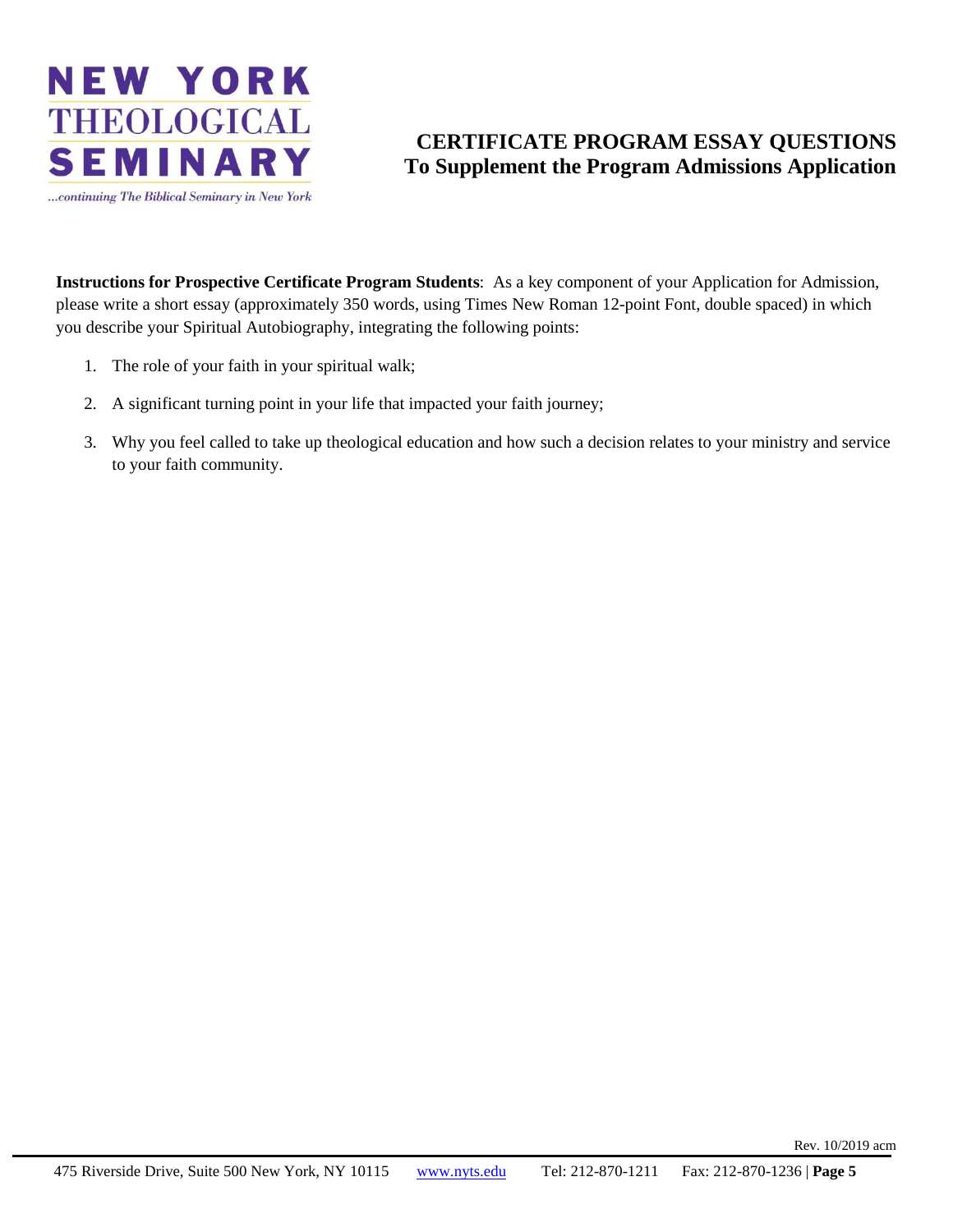NEW YORK THEOLOGICAL SEMINARY

*...continuing The Biblical Seminary in New York*

# CERTIFICATE PROGRAM ESSAY QUESTIONS
## To Supplement the Program Admissions Application

**Instructions for Prospective Certificate Program Students**: As a key component of your Application for Admission, please write a short essay (approximately 350 words, using Times New Roman 12-point Font, double spaced) in which you describe your Spiritual Autobiography, integrating the following points:

1. The role of your faith in your spiritual walk;
2. A significant turning point in your life that impacted your faith journey;
3. Why you feel called to take up theological education and how such a decision relates to your ministry and service to your faith community.

Rev. 10/2019 acm

475 Riverside Drive, Suite 500 New York, NY 10115 www.nyts.edu Tel: 212-870-1211 Fax: 212-870-1236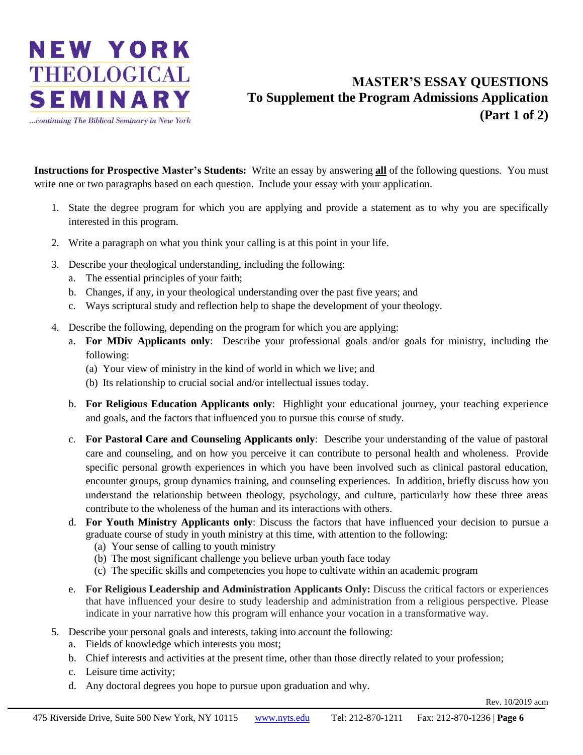NEW YORK THEOLOGICAL SEMINARY

...continuing The Biblical Seminary in New York

# MASTER'S ESSAY QUESTIONS
## To Supplement the Program Admissions Application
## (Part 1 of 2)

**Instructions for Prospective Master's Students:** Write an essay by answering **all** of the following questions. You must write one or two paragraphs based on each question. Include your essay with your application.

1. State the degree program for which you are applying and provide a statement as to why you are specifically interested in this program.
2. Write a paragraph on what you think your calling is at this point in your life.
3. Describe your theological understanding, including the following:
   a. The essential principles of your faith;
   b. Changes, if any, in your theological understanding over the past five years; and
   c. Ways scriptural study and reflection help to shape the development of your theology.
4. Describe the following, depending on the program for which you are applying:
   a. **For MDiv Applicants only**: Describe your professional goals and/or goals for ministry, including the following:
      (a) Your view of ministry in the kind of world in which we live; and
      (b) Its relationship to crucial social and/or intellectual issues today.
   b. **For Religious Education Applicants only**: Highlight your educational journey, your teaching experience and goals, and the factors that influenced you to pursue this course of study.
   c. **For Pastoral Care and Counseling Applicants only**: Describe your understanding of the value of pastoral care and counseling, and on how you perceive it can contribute to personal health and wholeness. Provide specific personal growth experiences in which you have been involved such as clinical pastoral education, encounter groups, group dynamics training, and counseling experiences. In addition, briefly discuss how you understand the relationship between theology, psychology, and culture, particularly how these three areas contribute to the wholeness of the human and its interactions with others.
   d. **For Youth Ministry Applicants only**: Discuss the factors that have influenced your decision to pursue a graduate course of study in youth ministry at this time, with attention to the following:
      (a) Your sense of calling to youth ministry
      (b) The most significant challenge you believe urban youth face today
      (c) The specific skills and competencies you hope to cultivate within an academic program
   e. **For Religious Leadership and Administration Applicants Only:** Discuss the critical factors or experiences that have influenced your desire to study leadership and administration from a religious perspective. Please indicate in your narrative how this program will enhance your vocation in a transformative way.
5. Describe your personal goals and interests, taking into account the following:
   a. Fields of knowledge which interests you most;
   b. Chief interests and activities at the present time, other than those directly related to your profession;
   c. Leisure time activity;
   d. Any doctoral degrees you hope to pursue upon graduation and why.

Rev. 10/2019 acm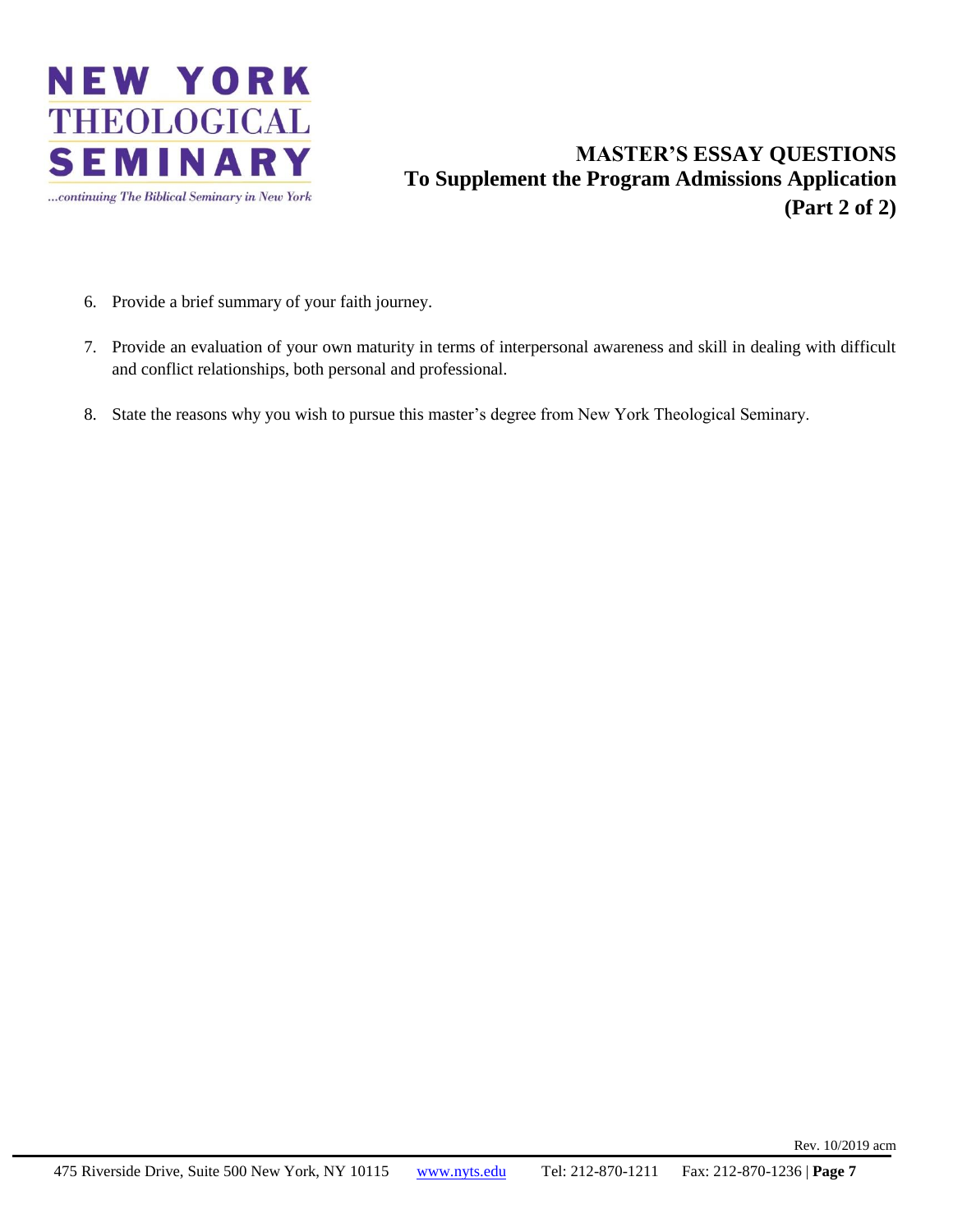# NEW YORK THEOLOGICAL SEMINARY

*...continuing The Biblical Seminary in New York*

## MASTER'S ESSAY QUESTIONS
## To Supplement the Program Admissions Application
## (Part 2 of 2)

6. Provide a brief summary of your faith journey.

7. Provide an evaluation of your own maturity in terms of interpersonal awareness and skill in dealing with difficult and conflict relationships, both personal and professional.

8. State the reasons why you wish to pursue this master's degree from New York Theological Seminary.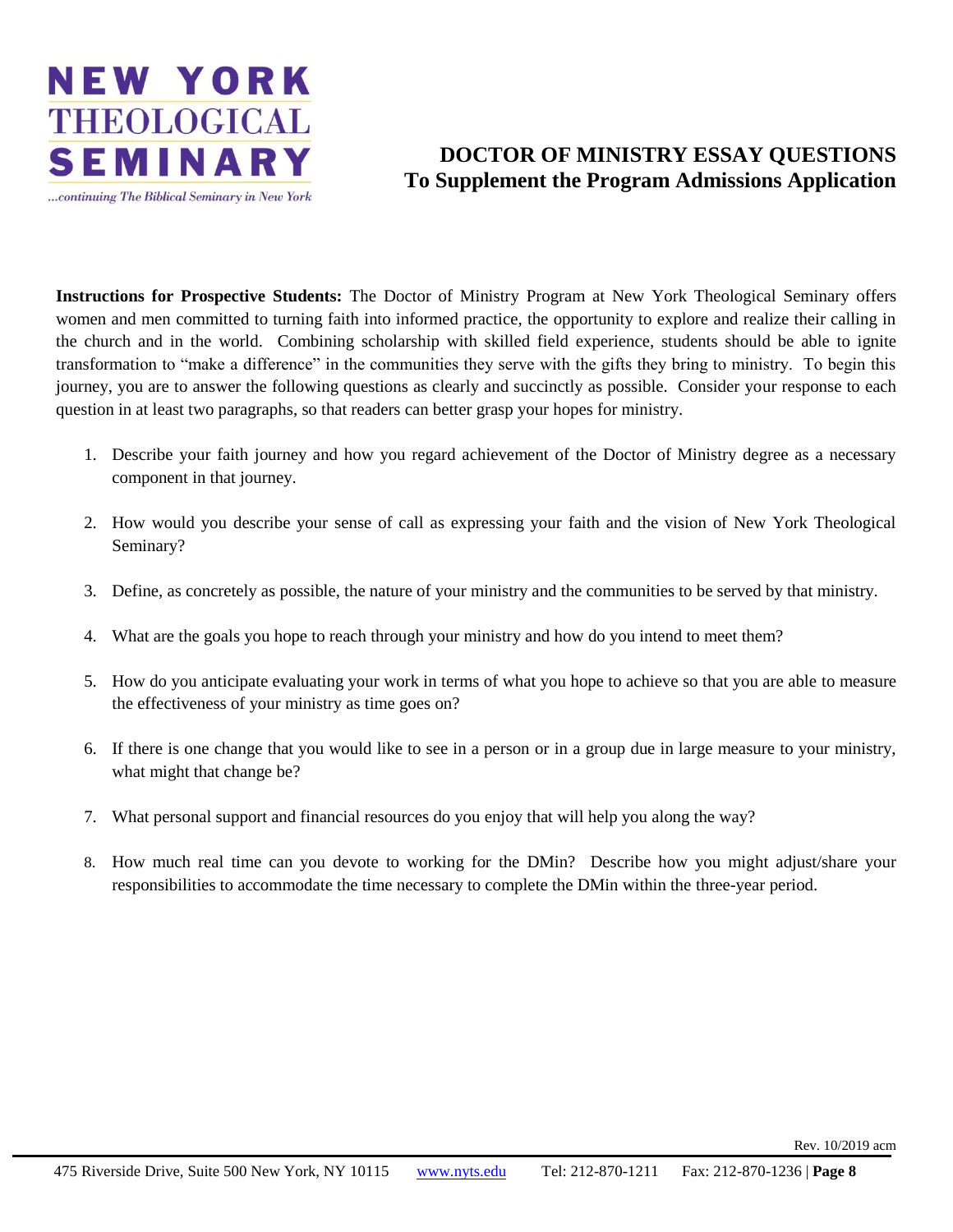NEW YORK THEOLOGICAL SEMINARY

*...continuing The Biblical Seminary in New York*

# DOCTOR OF MINISTRY ESSAY QUESTIONS
## To Supplement the Program Admissions Application

**Instructions for Prospective Students:** The Doctor of Ministry Program at New York Theological Seminary offers women and men committed to turning faith into informed practice, the opportunity to explore and realize their calling in the church and in the world. Combining scholarship with skilled field experience, students should be able to ignite transformation to "make a difference" in the communities they serve with the gifts they bring to ministry. To begin this journey, you are to answer the following questions as clearly and succinctly as possible. Consider your response to each question in at least two paragraphs, so that readers can better grasp your hopes for ministry.

1. Describe your faith journey and how you regard achievement of the Doctor of Ministry degree as a necessary component in that journey.
2. How would you describe your sense of call as expressing your faith and the vision of New York Theological Seminary?
3. Define, as concretely as possible, the nature of your ministry and the communities to be served by that ministry.
4. What are the goals you hope to reach through your ministry and how do you intend to meet them?
5. How do you anticipate evaluating your work in terms of what you hope to achieve so that you are able to measure the effectiveness of your ministry as time goes on?
6. If there is one change that you would like to see in a person or in a group due in large measure to your ministry, what might that change be?
7. What personal support and financial resources do you enjoy that will help you along the way?
8. How much real time can you devote to working for the DMin? Describe how you might adjust/share your responsibilities to accommodate the time necessary to complete the DMin within the three-year period.

Rev. 10/2019 acm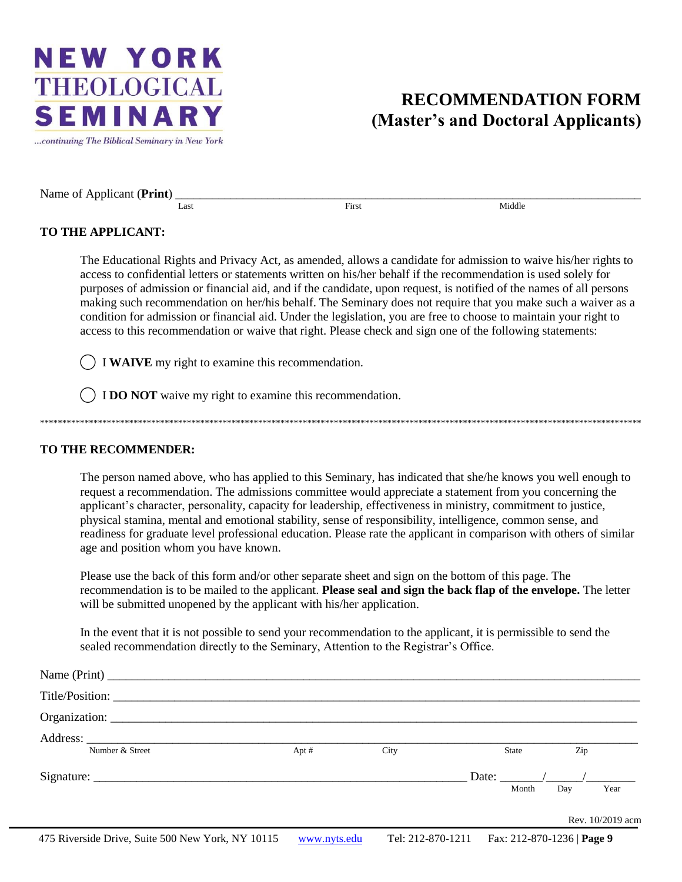**NEW YORK THEOLOGICAL SEMINARY**

*...continuing The Biblical Seminary in New York*

# RECOMMENDATION FORM (Master's and Doctoral Applicants)

Name of Applicant (**Print**) ________________________________________________
Last First Middle

**TO THE APPLICANT:**

The Educational Rights and Privacy Act, as amended, allows a candidate for admission to waive his/her rights to access to confidential letters or statements written on his/her behalf if the recommendation is used solely for purposes of admission or financial aid, and if the candidate, upon request, is notified of the names of all persons making such recommendation on her/his behalf. The Seminary does not require that you make such a waiver as a condition for admission or financial aid. Under the legislation, you are free to choose to maintain your right to access to this recommendation or waive that right. Please check and sign one of the following statements:

◯ I **WAIVE** my right to examine this recommendation.

◯ I **DO NOT** waive my right to examine this recommendation.

************************************************************************************************************************************

**TO THE RECOMMENDER:**

The person named above, who has applied to this Seminary, has indicated that she/he knows you well enough to request a recommendation. The admissions committee would appreciate a statement from you concerning the applicant's character, personality, capacity for leadership, effectiveness in ministry, commitment to justice, physical stamina, mental and emotional stability, sense of responsibility, intelligence, common sense, and readiness for graduate level professional education. Please rate the applicant in comparison with others of similar age and position whom you have known.

Please use the back of this form and/or other separate sheet and sign on the bottom of this page. The recommendation is to be mailed to the applicant. **Please seal and sign the back flap of the envelope.** The letter will be submitted unopened by the applicant with his/her application.

In the event that it is not possible to send your recommendation to the applicant, it is permissible to send the sealed recommendation directly to the Seminary, Attention to the Registrar's Office.

Name (Print) ________________________________________________

Title/Position: ________________________________________________

Organization: ________________________________________________

Address: ________________________________________________
Number & Street Apt # City State Zip

Signature: ______________________________ Date: _____/_____/_______
Month Day Year

Rev. 10/2019 acm

475 Riverside Drive, Suite 500 New York, NY 10115 www.nyts.edu Tel: 212-870-1211 Fax: 212-870-1236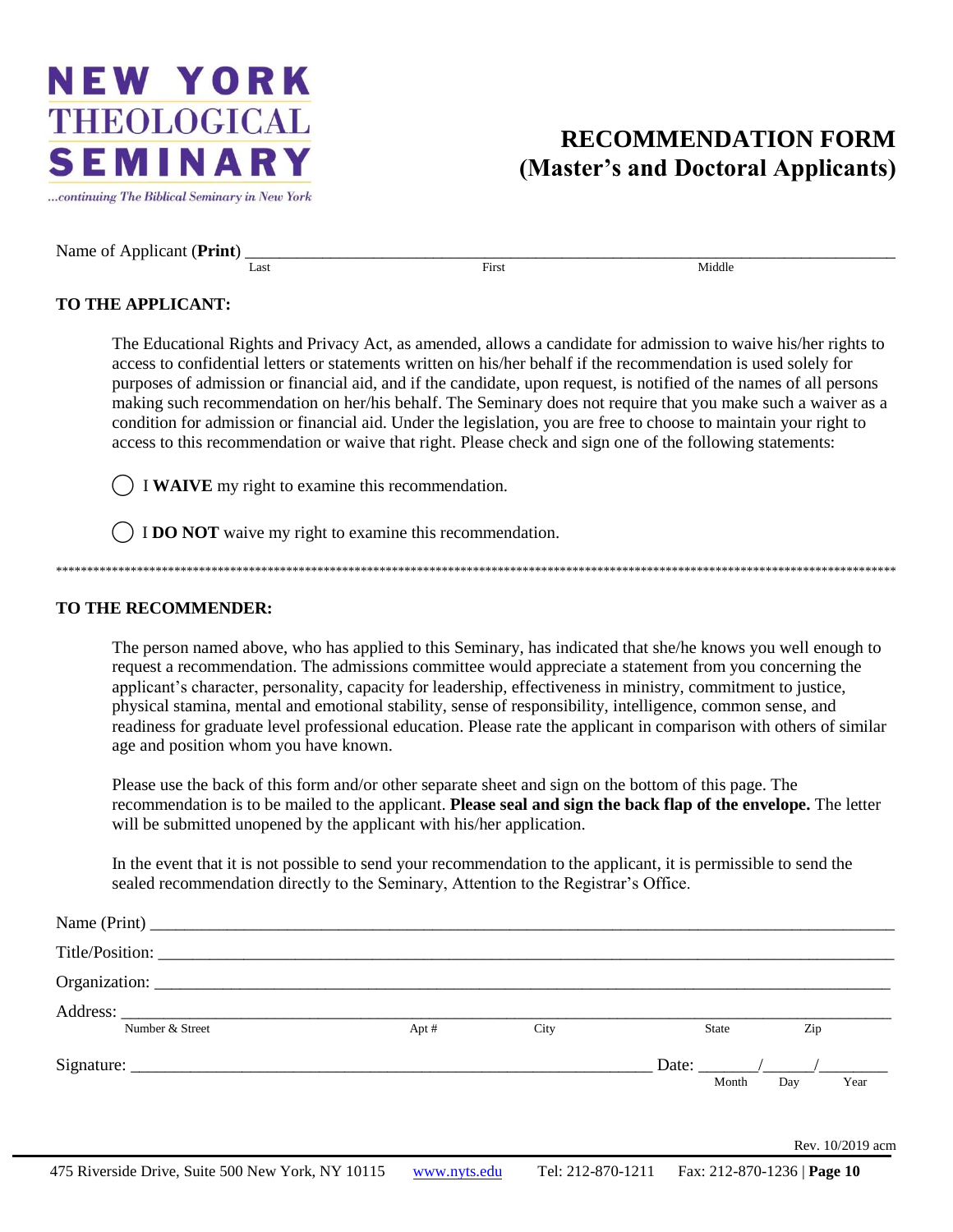**NEW YORK THEOLOGICAL SEMINARY**

*...continuing The Biblical Seminary in New York*

# RECOMMENDATION FORM (Master's and Doctoral Applicants)

Name of Applicant (**Print**) ______________________________________________
Last First Middle

**TO THE APPLICANT:**

The Educational Rights and Privacy Act, as amended, allows a candidate for admission to waive his/her rights to access to confidential letters or statements written on his/her behalf if the recommendation is used solely for purposes of admission or financial aid, and if the candidate, upon request, is notified of the names of all persons making such recommendation on her/his behalf. The Seminary does not require that you make such a waiver as a condition for admission or financial aid. Under the legislation, you are free to choose to maintain your right to access to this recommendation or waive that right. Please check and sign one of the following statements:

◯ I **WAIVE** my right to examine this recommendation.

◯ I **DO NOT** waive my right to examine this recommendation.

---

**TO THE RECOMMENDER:**

The person named above, who has applied to this Seminary, has indicated that she/he knows you well enough to request a recommendation. The admissions committee would appreciate a statement from you concerning the applicant's character, personality, capacity for leadership, effectiveness in ministry, commitment to justice, physical stamina, mental and emotional stability, sense of responsibility, intelligence, common sense, and readiness for graduate level professional education. Please rate the applicant in comparison with others of similar age and position whom you have known.

Please use the back of this form and/or other separate sheet and sign on the bottom of this page. The recommendation is to be mailed to the applicant. **Please seal and sign the back flap of the envelope.** The letter will be submitted unopened by the applicant with his/her application.

In the event that it is not possible to send your recommendation to the applicant, it is permissible to send the sealed recommendation directly to the Seminary, Attention to the Registrar's Office.

Name (Print) ______________________________________________

Title/Position: ______________________________________________

Organization: ______________________________________________

Address: ______________________________________________
Number & Street Apt # City State Zip

Signature: ______________________________ Date: _____/_____/_____
Month Day Year

Rev. 10/2019 acm

475 Riverside Drive, Suite 500 New York, NY 10115 www.nyts.edu Tel: 212-870-1211 Fax: 212-870-1236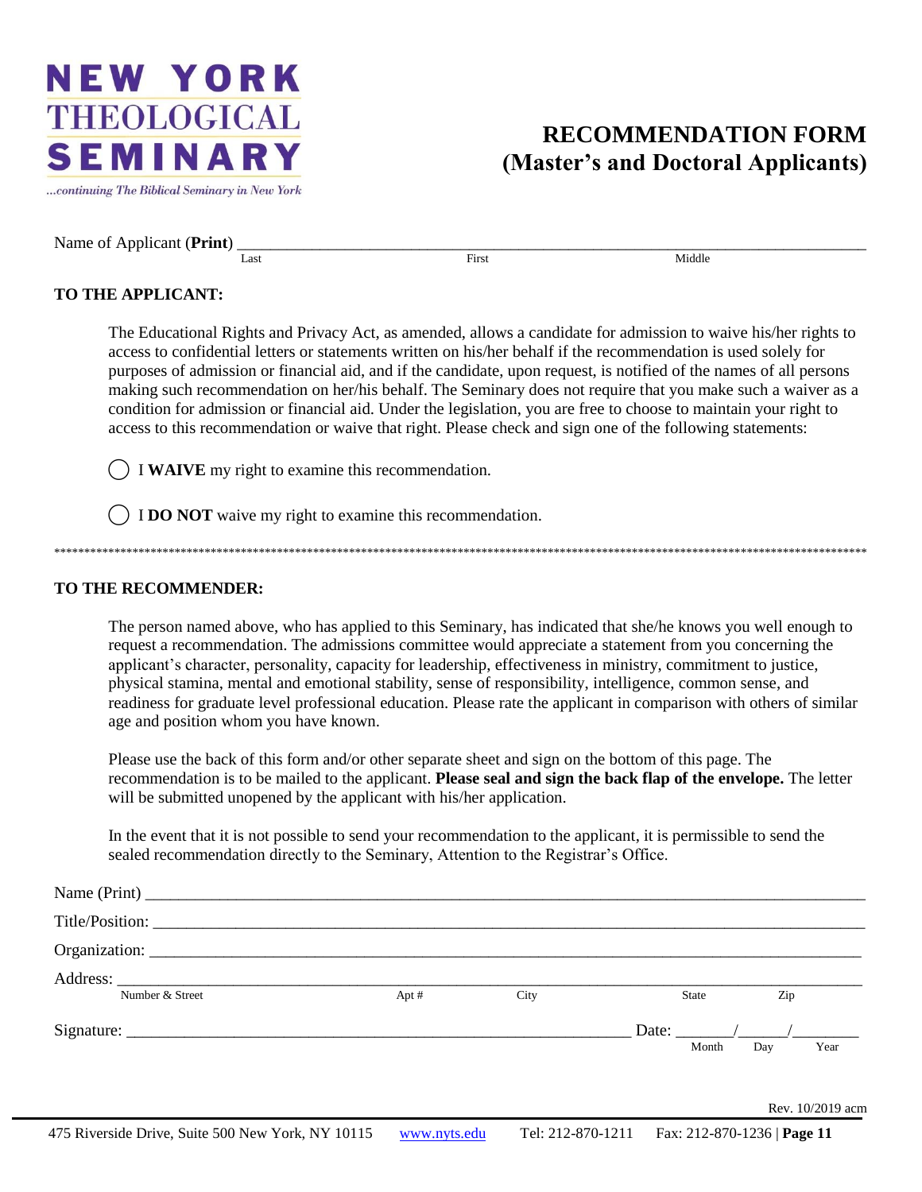**NEW YORK THEOLOGICAL SEMINARY**

*...continuing The Biblical Seminary in New York*

# RECOMMENDATION FORM (Master's and Doctoral Applicants)

Name of Applicant (**Print**) ________________________________________________________________
Last First Middle

**TO THE APPLICANT:**

The Educational Rights and Privacy Act, as amended, allows a candidate for admission to waive his/her rights to access to confidential letters or statements written on his/her behalf if the recommendation is used solely for purposes of admission or financial aid, and if the candidate, upon request, is notified of the names of all persons making such recommendation on her/his behalf. The Seminary does not require that you make such a waiver as a condition for admission or financial aid. Under the legislation, you are free to choose to maintain your right to access to this recommendation or waive that right. Please check and sign one of the following statements:

◯ I **WAIVE** my right to examine this recommendation.

◯ I **DO NOT** waive my right to examine this recommendation.

*****************************************************************************************************************************

**TO THE RECOMMENDER:**

The person named above, who has applied to this Seminary, has indicated that she/he knows you well enough to request a recommendation. The admissions committee would appreciate a statement from you concerning the applicant's character, personality, capacity for leadership, effectiveness in ministry, commitment to justice, physical stamina, mental and emotional stability, sense of responsibility, intelligence, common sense, and readiness for graduate level professional education. Please rate the applicant in comparison with others of similar age and position whom you have known.

Please use the back of this form and/or other separate sheet and sign on the bottom of this page. The recommendation is to be mailed to the applicant. **Please seal and sign the back flap of the envelope.** The letter will be submitted unopened by the applicant with his/her application.

In the event that it is not possible to send your recommendation to the applicant, it is permissible to send the sealed recommendation directly to the Seminary, Attention to the Registrar's Office.

Name (Print) ________________________________________________________________

Title/Position: ________________________________________________________________

Organization: ________________________________________________________________

Address: ________________________________________________________________
Number & Street Apt # City State Zip

Signature: ______________________________________________ Date: _______/______/________
Month Day Year

Rev. 10/2019 acm

475 Riverside Drive, Suite 500 New York, NY 10115 www.nyts.edu Tel: 212-870-1211 Fax: 212-870-1236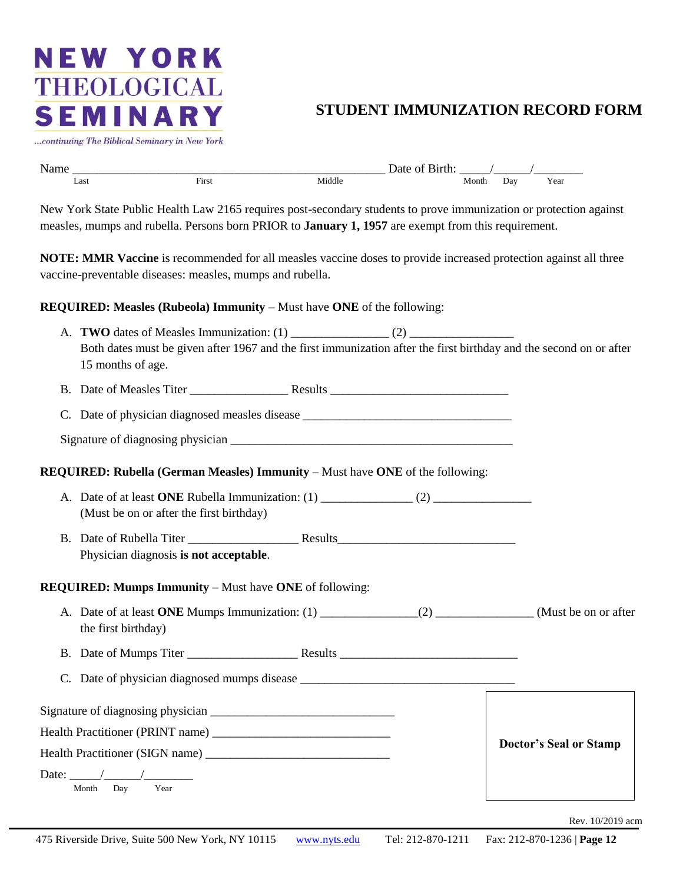NEW YORK
THEOLOGICAL
SEMINARY

*...continuing The Biblical Seminary in New York*

# STUDENT IMMUNIZATION RECORD FORM

Name ______________________________________________________ Date of Birth: _____/______/________
Last First Middle Month Day Year

New York State Public Health Law 2165 requires post-secondary students to prove immunization or protection against measles, mumps and rubella. Persons born PRIOR to **January 1, 1957** are exempt from this requirement.

**NOTE: MMR Vaccine** is recommended for all measles vaccine doses to provide increased protection against all three vaccine-preventable diseases: measles, mumps and rubella.

**REQUIRED: Measles (Rubeola) Immunity** – Must have **ONE** of the following:

A. **TWO** dates of Measles Immunization: (1) ________________ (2) _________________
Both dates must be given after 1967 and the first immunization after the first birthday and the second on or after 15 months of age.

B. Date of Measles Titer ________________ Results ______________________________

C. Date of physician diagnosed measles disease ___________________________________

Signature of diagnosing physician ______________________________________________

**REQUIRED: Rubella (German Measles) Immunity** – Must have **ONE** of the following:

A. Date of at least **ONE** Rubella Immunization: (1) _______________ (2) ________________
(Must be on or after the first birthday)

B. Date of Rubella Titer __________________ Results______________________________
Physician diagnosis **is not acceptable**.

**REQUIRED: Mumps Immunity** – Must have **ONE** of following:

A. Date of at least **ONE** Mumps Immunization: (1) ________________(2) ________________ (Must be on or after the first birthday)

B. Date of Mumps Titer __________________ Results ______________________________

C. Date of physician diagnosed mumps disease ___________________________________

Signature of diagnosing physician _______________________________

Health Practitioner (PRINT name) ______________________________

Health Practitioner (SIGN name) _______________________________

Date: _____/______/________
Month Day Year

**Doctor's Seal or Stamp**

Rev. 10/2019 acm

475 Riverside Drive, Suite 500 New York, NY 10115 www.nyts.edu Tel: 212-870-1211 Fax: 212-870-1236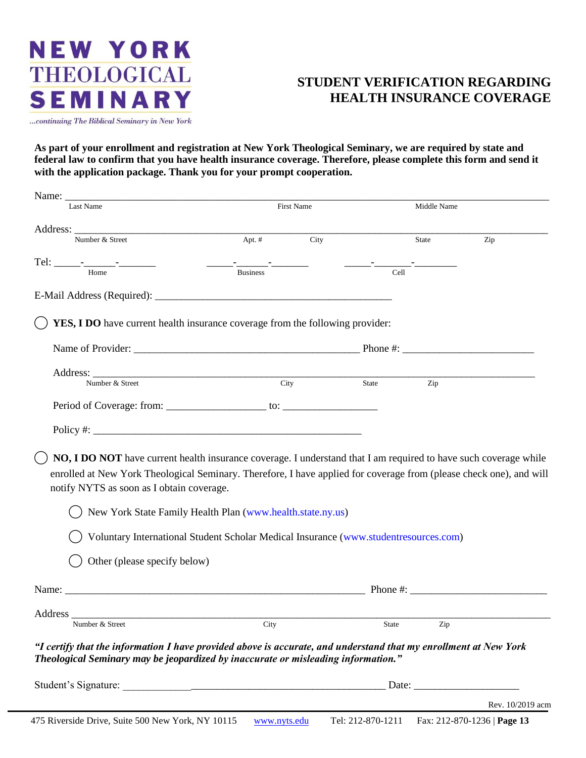**NEW YORK THEOLOGICAL SEMINARY**

*...continuing The Biblical Seminary in New York*

# STUDENT VERIFICATION REGARDING HEALTH INSURANCE COVERAGE

**As part of your enrollment and registration at New York Theological Seminary, we are required by state and federal law to confirm that you have health insurance coverage. Therefore, please complete this form and send it with the application package. Thank you for your prompt cooperation.**

Name: ______________________________________________________________________________
Last Name | First Name | Middle Name

Address: ____________________________________________________________________________
Number & Street | Apt. # | City | State | Zip

Tel: _____-______-_______ (Home) _____-______-_______ (Business) _____-_______-________ (Cell)

E-Mail Address (Required): ____________________________________________

◯ **YES, I DO** have current health insurance coverage from the following provider:

Name of Provider: __________________________________________ Phone #: ________________________

Address: ___________________________________________________________________________
Number & Street | City | State | Zip

Period of Coverage: from: __________________ to: _________________

Policy #: __________________________________________________

◯ **NO, I DO NOT** have current health insurance coverage. I understand that I am required to have such coverage while enrolled at New York Theological Seminary. Therefore, I have applied for coverage from (please check one), and will notify NYTS as soon as I obtain coverage.

◯ New York State Family Health Plan (www.health.state.ny.us)

◯ Voluntary International Student Scholar Medical Insurance (www.studentresources.com)

◯ Other (please specify below)

Name: ________________________________________________________ Phone #: _________________________

Address ___________________________________________________________________________
Number & Street | City | State | Zip

***"I certify that the information I have provided above is accurate, and understand that my enrollment at New York Theological Seminary may be jeopardized by inaccurate or misleading information."***

Student's Signature: _________________________________________________ Date: ___________________

Rev. 10/2019 acm

475 Riverside Drive, Suite 500 New York, NY 10115 www.nyts.edu Tel: 212-870-1211 Fax: 212-870-1236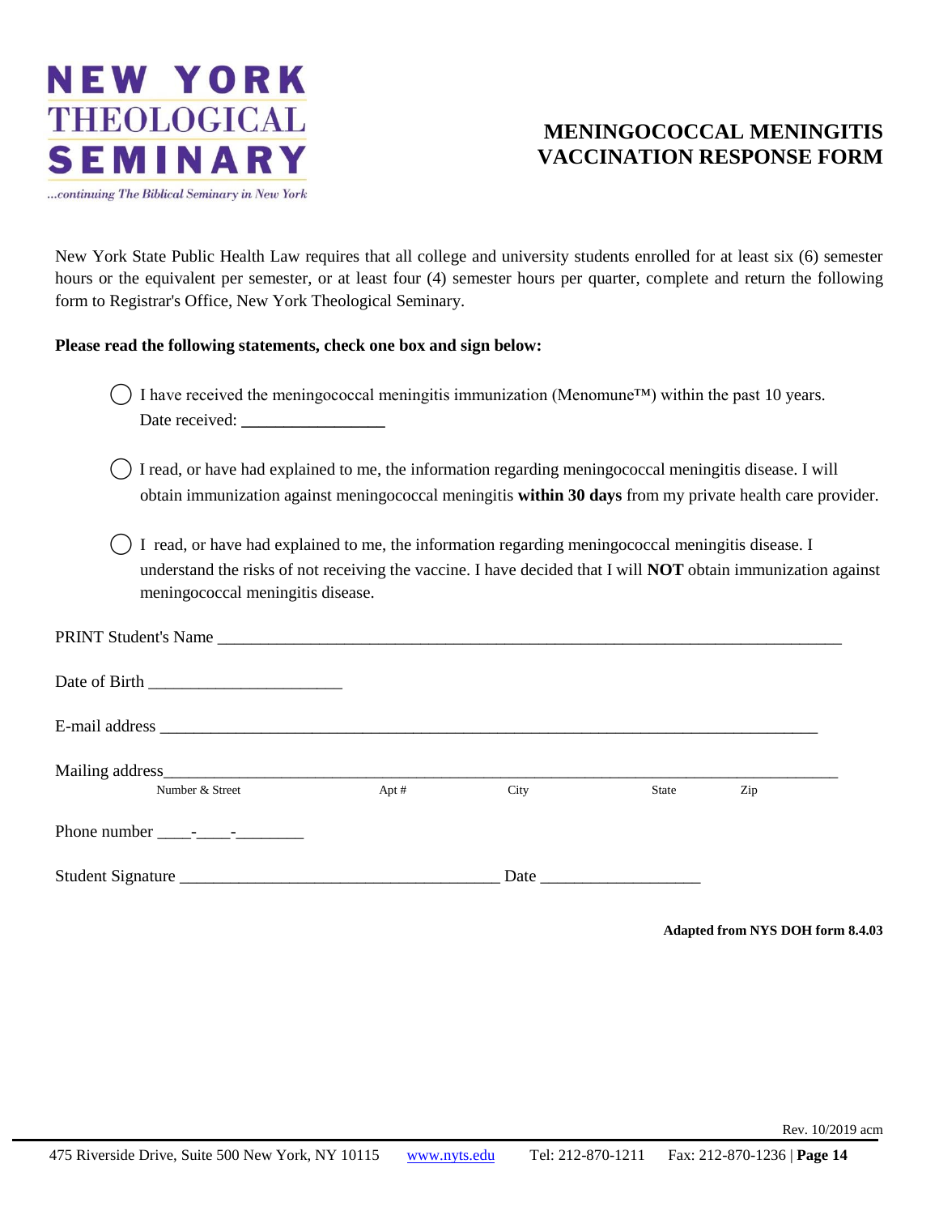# NEW YORK THEOLOGICAL SEMINARY

*...continuing The Biblical Seminary in New York*

## MENINGOCOCCAL MENINGITIS VACCINATION RESPONSE FORM

New York State Public Health Law requires that all college and university students enrolled for at least six (6) semester hours or the equivalent per semester, or at least four (4) semester hours per quarter, complete and return the following form to Registrar's Office, New York Theological Seminary.

**Please read the following statements, check one box and sign below:**

◯ I have received the meningococcal meningitis immunization (Menomune™) within the past 10 years.
Date received: ________________

◯ I read, or have had explained to me, the information regarding meningococcal meningitis disease. I will obtain immunization against meningococcal meningitis **within 30 days** from my private health care provider.

◯ I read, or have had explained to me, the information regarding meningococcal meningitis disease. I understand the risks of not receiving the vaccine. I have decided that I will **NOT** obtain immunization against meningococcal meningitis disease.

PRINT Student's Name ______________________________________________________________________

Date of Birth ______________________

E-mail address ____________________________________________________________________________

Mailing address____________________________________________________________________________
Number & Street      Apt #      City      State      Zip

Phone number ____-____-________

Student Signature ____________________________________ Date __________________

**Adapted from NYS DOH form 8.4.03**

Rev. 10/2019 acm

475 Riverside Drive, Suite 500 New York, NY 10115   www.nyts.edu   Tel: 212-870-1211   Fax: 212-870-1236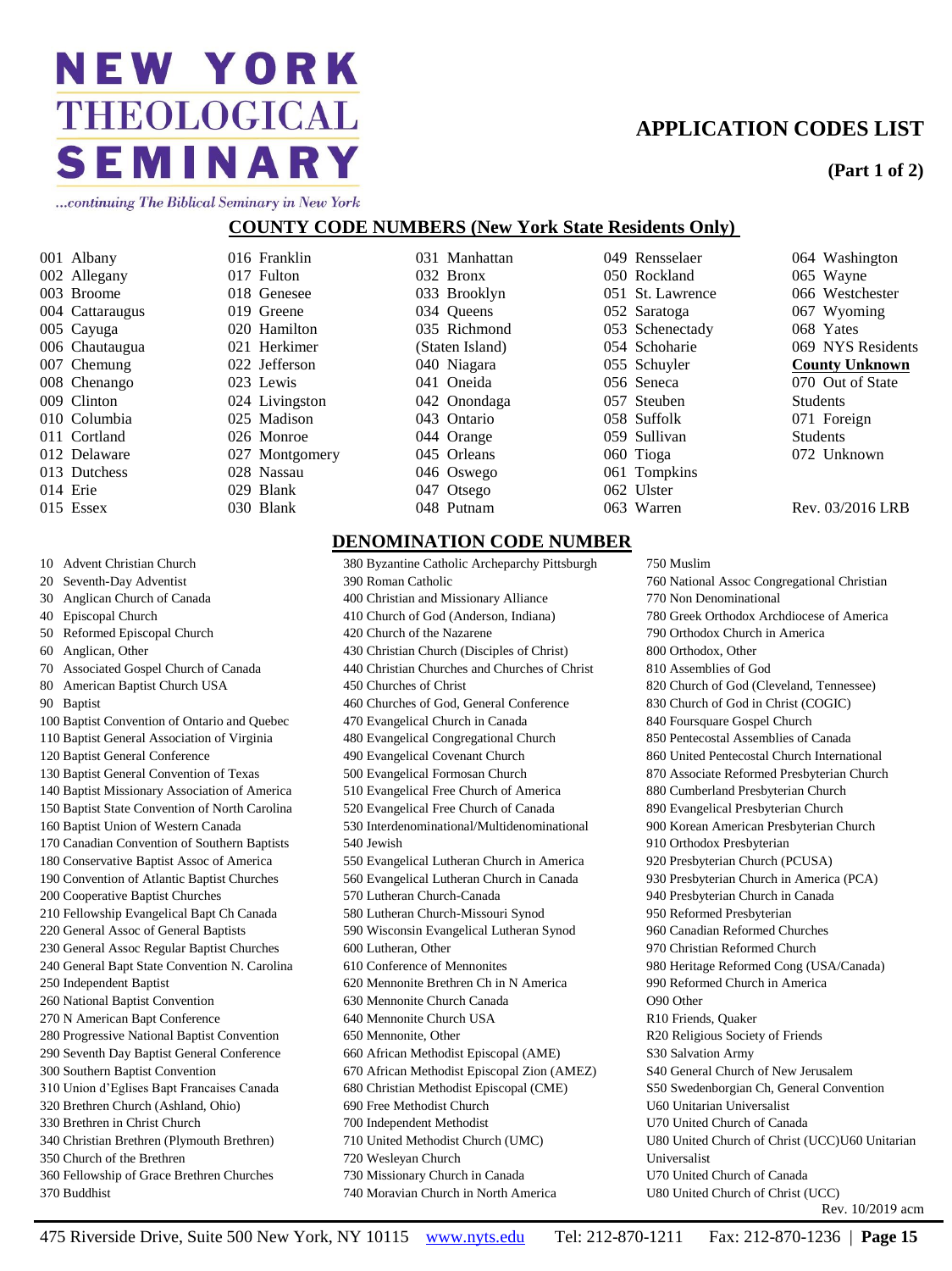# NEW YORK THEOLOGICAL SEMINARY

*...continuing The Biblical Seminary in New York*

## APPLICATION CODES LIST

**(Part 1 of 2)**

## COUNTY CODE NUMBERS (New York State Residents Only)

001 Albany
002 Allegany
003 Broome
004 Cattaraugus
005 Cayuga
006 Chautaugua
007 Chemung
008 Chenango
009 Clinton
010 Columbia
011 Cortland
012 Delaware
013 Dutchess
014 Erie
015 Essex
016 Franklin
017 Fulton
018 Genesee
019 Greene
020 Hamilton
021 Herkimer
022 Jefferson
023 Lewis
024 Livingston
025 Madison
026 Monroe
027 Montgomery
028 Nassau
029 Blank
030 Blank
031 Manhattan
032 Bronx
033 Brooklyn
034 Queens
035 Richmond (Staten Island)
040 Niagara
041 Oneida
042 Onondaga
043 Ontario
044 Orange
045 Orleans
046 Oswego
047 Otsego
048 Putnam
049 Rensselaer
050 Rockland
051 St. Lawrence
052 Saratoga
053 Schenectady
054 Schoharie
055 Schuyler
056 Seneca
057 Steuben
058 Suffolk
059 Sullivan
060 Tioga
061 Tompkins
062 Ulster
063 Warren
064 Washington
065 Wayne
066 Westchester
067 Wyoming
068 Yates
069 NYS Residents

**County Unknown**

070 Out of State Students
071 Foreign Students
072 Unknown

Rev. 03/2016 LRB

## DENOMINATION CODE NUMBER

10 Advent Christian Church
20 Seventh-Day Adventist
30 Anglican Church of Canada
40 Episcopal Church
50 Reformed Episcopal Church
60 Anglican, Other
70 Associated Gospel Church of Canada
80 American Baptist Church USA
90 Baptist
100 Baptist Convention of Ontario and Quebec
110 Baptist General Association of Virginia
120 Baptist General Conference
130 Baptist General Convention of Texas
140 Baptist Missionary Association of America
150 Baptist State Convention of North Carolina
160 Baptist Union of Western Canada
170 Canadian Convention of Southern Baptists
180 Conservative Baptist Assoc of America
190 Convention of Atlantic Baptist Churches
200 Cooperative Baptist Churches
210 Fellowship Evangelical Bapt Ch Canada
220 General Assoc of General Baptists
230 General Assoc Regular Baptist Churches
240 General Bapt State Convention N. Carolina
250 Independent Baptist
260 National Baptist Convention
270 N American Bapt Conference
280 Progressive National Baptist Convention
290 Seventh Day Baptist General Conference
300 Southern Baptist Convention
310 Union d'Eglises Bapt Francaises Canada
320 Brethren Church (Ashland, Ohio)
330 Brethren in Christ Church
340 Christian Brethren (Plymouth Brethren)
350 Church of the Brethren
360 Fellowship of Grace Brethren Churches
370 Buddhist
380 Byzantine Catholic Archeparchy Pittsburgh
390 Roman Catholic
400 Christian and Missionary Alliance
410 Church of God (Anderson, Indiana)
420 Church of the Nazarene
430 Christian Church (Disciples of Christ)
440 Christian Churches and Churches of Christ
450 Churches of Christ
460 Churches of God, General Conference
470 Evangelical Church in Canada
480 Evangelical Congregational Church
490 Evangelical Covenant Church
500 Evangelical Formosan Church
510 Evangelical Free Church of America
520 Evangelical Free Church of Canada
530 Interdenominational/Multidenominational
540 Jewish
550 Evangelical Lutheran Church in America
560 Evangelical Lutheran Church in Canada
570 Lutheran Church-Canada
580 Lutheran Church-Missouri Synod
590 Wisconsin Evangelical Lutheran Synod
600 Lutheran, Other
610 Conference of Mennonites
620 Mennonite Brethren Ch in N America
630 Mennonite Church Canada
640 Mennonite Church USA
650 Mennonite, Other
660 African Methodist Episcopal (AME)
670 African Methodist Episcopal Zion (AMEZ)
680 Christian Methodist Episcopal (CME)
690 Free Methodist Church
700 Independent Methodist
710 United Methodist Church (UMC)
720 Wesleyan Church
730 Missionary Church in Canada
740 Moravian Church in North America
750 Muslim
760 National Assoc Congregational Christian
770 Non Denominational
780 Greek Orthodox Archdiocese of America
790 Orthodox Church in America
800 Orthodox, Other
810 Assemblies of God
820 Church of God (Cleveland, Tennessee)
830 Church of God in Christ (COGIC)
840 Foursquare Gospel Church
850 Pentecostal Assemblies of Canada
860 United Pentecostal Church International
870 Associate Reformed Presbyterian Church
880 Cumberland Presbyterian Church
890 Evangelical Presbyterian Church
900 Korean American Presbyterian Church
910 Orthodox Presbyterian
920 Presbyterian Church (PCUSA)
930 Presbyterian Church in America (PCA)
940 Presbyterian Church in Canada
950 Reformed Presbyterian
960 Canadian Reformed Churches
970 Christian Reformed Church
980 Heritage Reformed Cong (USA/Canada)
990 Reformed Church in America
O90 Other
R10 Friends, Quaker
R20 Religious Society of Friends
S30 Salvation Army
S40 General Church of New Jerusalem
S50 Swedenborgian Ch, General Convention
U60 Unitarian Universalist
U70 United Church of Canada
U80 United Church of Christ (UCC)U60 Unitarian Universalist
U70 United Church of Canada
U80 United Church of Christ (UCC)

Rev. 10/2019 acm

475 Riverside Drive, Suite 500 New York, NY 10115 www.nyts.edu Tel: 212-870-1211 Fax: 212-870-1236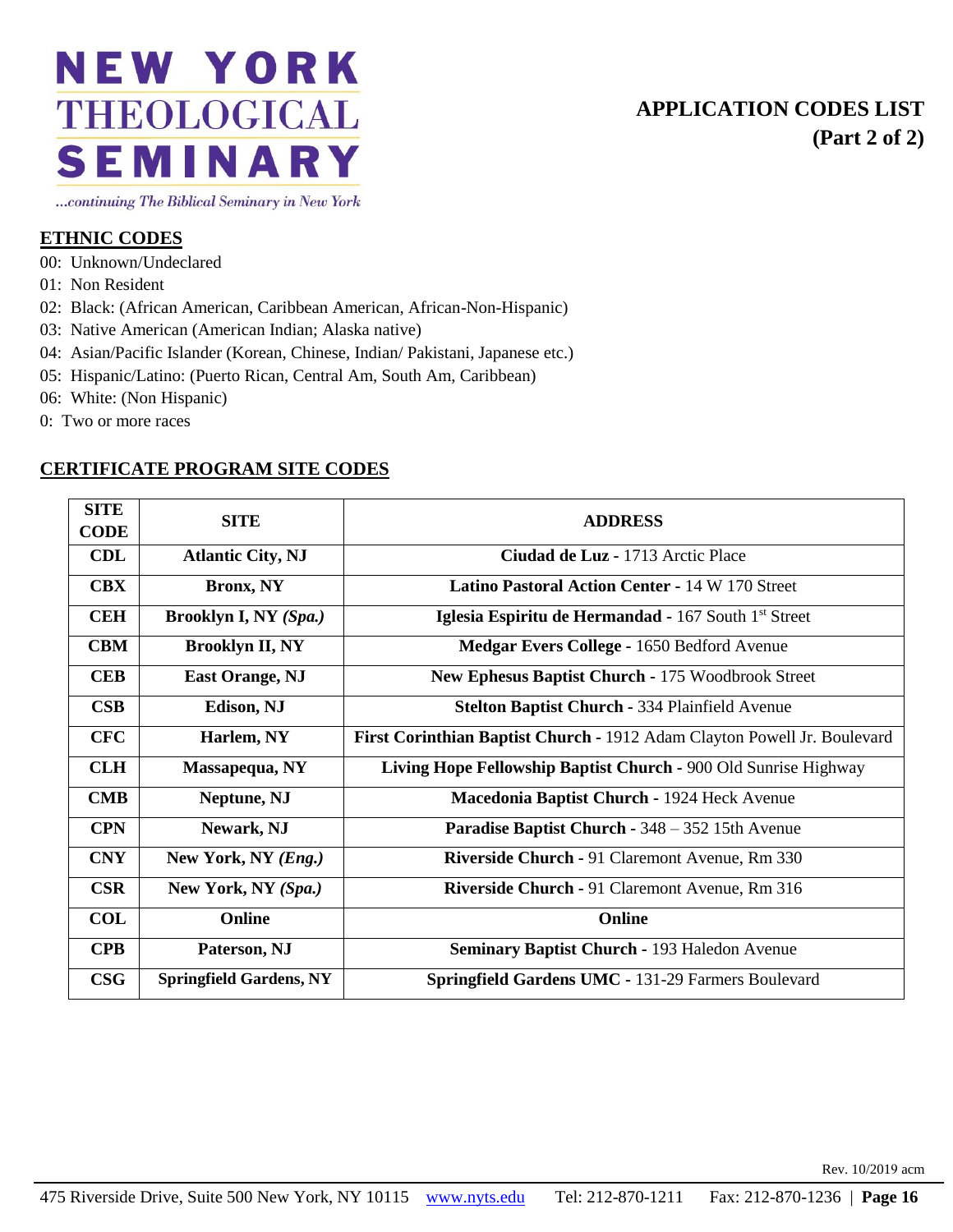**NEW YORK THEOLOGICAL SEMINARY**

*...continuing The Biblical Seminary in New York*

## APPLICATION CODES LIST (Part 2 of 2)

### ETHNIC CODES

00: Unknown/Undeclared
01: Non Resident
02: Black: (African American, Caribbean American, African-Non-Hispanic)
03: Native American (American Indian; Alaska native)
04: Asian/Pacific Islander (Korean, Chinese, Indian/ Pakistani, Japanese etc.)
05: Hispanic/Latino: (Puerto Rican, Central Am, South Am, Caribbean)
06: White: (Non Hispanic)
0: Two or more races

### CERTIFICATE PROGRAM SITE CODES

| SITE CODE | SITE | ADDRESS |
|---|---|---|
| **CDL** | **Atlantic City, NJ** | **Ciudad de Luz** - 1713 Arctic Place |
| **CBX** | **Bronx, NY** | **Latino Pastoral Action Center** - 14 W 170 Street |
| **CEH** | **Brooklyn I, NY *(Spa.)*** | **Iglesia Espiritu de Hermandad** - 167 South 1st Street |
| **CBM** | **Brooklyn II, NY** | **Medgar Evers College** - 1650 Bedford Avenue |
| **CEB** | **East Orange, NJ** | **New Ephesus Baptist Church** - 175 Woodbrook Street |
| **CSB** | **Edison, NJ** | **Stelton Baptist Church** - 334 Plainfield Avenue |
| **CFC** | **Harlem, NY** | **First Corinthian Baptist Church** - 1912 Adam Clayton Powell Jr. Boulevard |
| **CLH** | **Massapequa, NY** | **Living Hope Fellowship Baptist Church** - 900 Old Sunrise Highway |
| **CMB** | **Neptune, NJ** | **Macedonia Baptist Church** - 1924 Heck Avenue |
| **CPN** | **Newark, NJ** | **Paradise Baptist Church** - 348 – 352 15th Avenue |
| **CNY** | **New York, NY *(Eng.)*** | **Riverside Church** - 91 Claremont Avenue, Rm 330 |
| **CSR** | **New York, NY *(Spa.)*** | **Riverside Church** - 91 Claremont Avenue, Rm 316 |
| **COL** | **Online** | **Online** |
| **CPB** | **Paterson, NJ** | **Seminary Baptist Church** - 193 Haledon Avenue |
| **CSG** | **Springfield Gardens, NY** | **Springfield Gardens UMC** - 131-29 Farmers Boulevard |

Rev. 10/2019 acm

475 Riverside Drive, Suite 500 New York, NY 10115 www.nyts.edu Tel: 212-870-1211 Fax: 212-870-1236